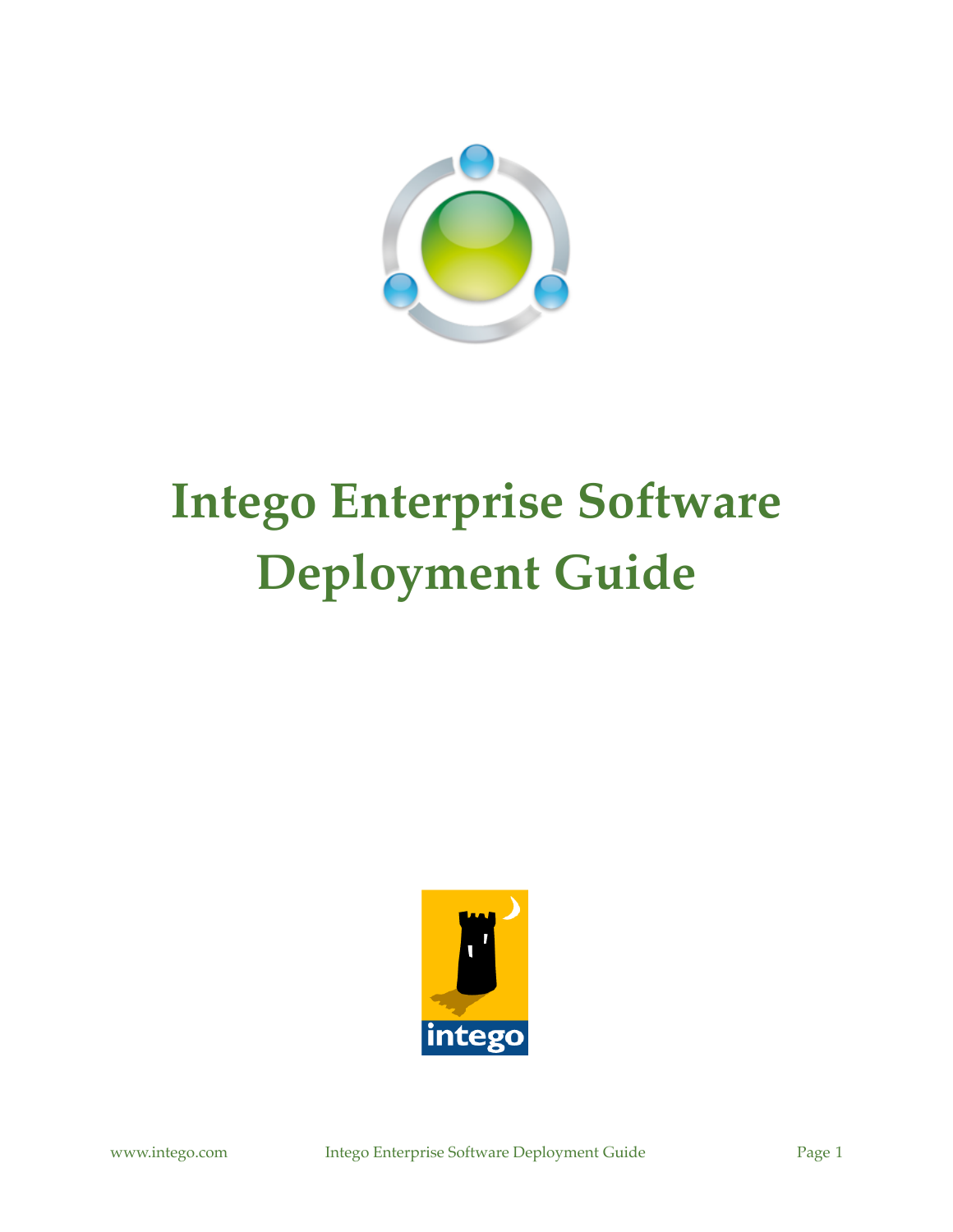# Intego Enterprise Software Deployment Guide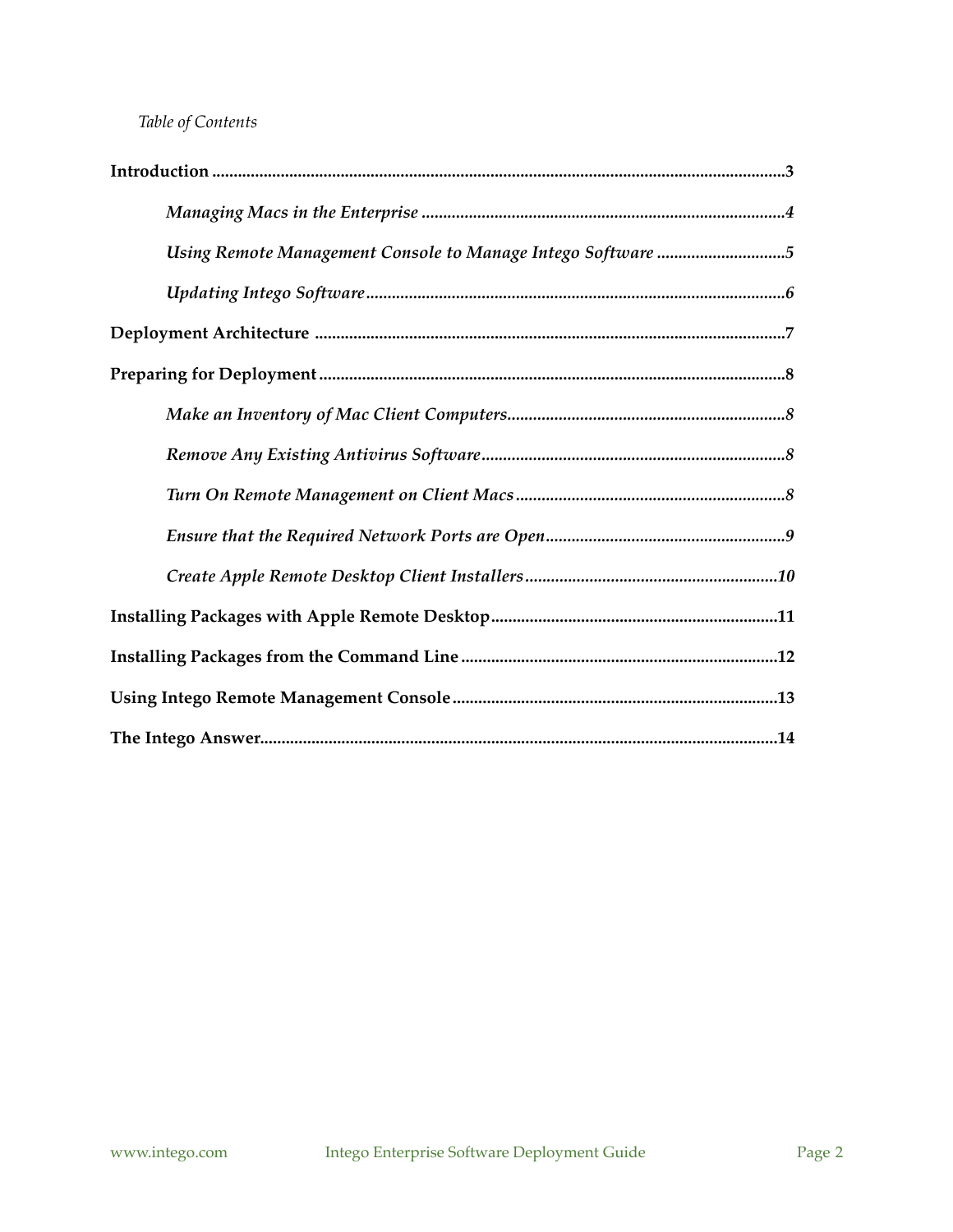*Table of Contents*

**Introduction** ..... **3**

*Managing Macs in the Enterprise* ..... *4*

*Using Remote Management Console to Manage Intego Software* ..... *5*

*Updating Intego Software* ..... *6*

**Deployment Architecture** ..... **7**

**Preparing for Deployment** ..... **8**

*Make an Inventory of Mac Client Computers* ..... *8*

*Remove Any Existing Antivirus Software* ..... *8*

*Turn On Remote Management on Client Macs* ..... *8*

*Ensure that the Required Network Ports are Open* ..... *9*

*Create Apple Remote Desktop Client Installers* ..... *10*

**Installing Packages with Apple Remote Desktop** ..... **11**

**Installing Packages from the Command Line** ..... **12**

**Using Intego Remote Management Console** ..... **13**

**The Intego Answer** ..... **14**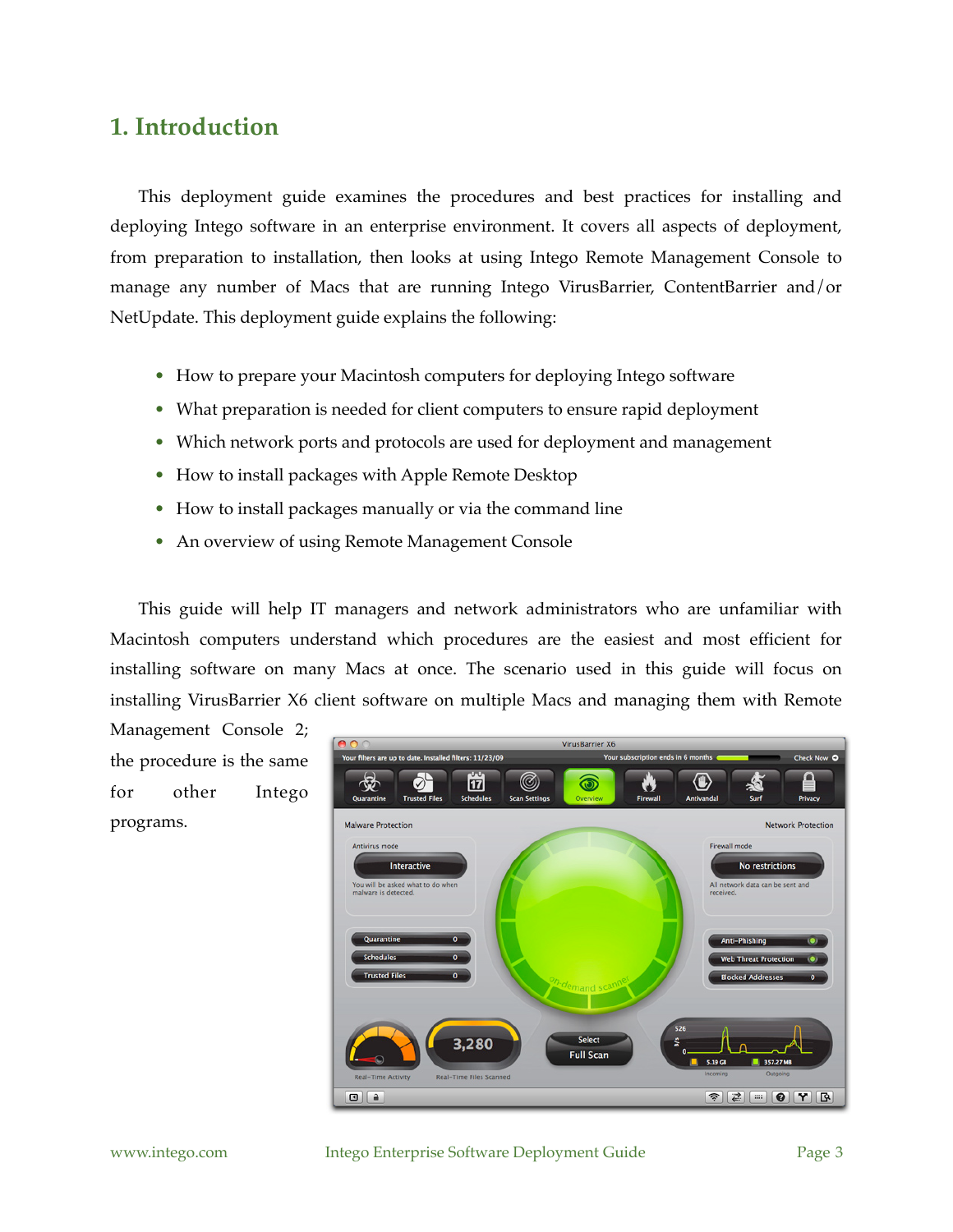# 1. Introduction

This deployment guide examines the procedures and best practices for installing and deploying Intego software in an enterprise environment. It covers all aspects of deployment, from preparation to installation, then looks at using Intego Remote Management Console to manage any number of Macs that are running Intego VirusBarrier, ContentBarrier and/or NetUpdate. This deployment guide explains the following:

- How to prepare your Macintosh computers for deploying Intego software
- What preparation is needed for client computers to ensure rapid deployment
- Which network ports and protocols are used for deployment and management
- How to install packages with Apple Remote Desktop
- How to install packages manually or via the command line
- An overview of using Remote Management Console

This guide will help IT managers and network administrators who are unfamiliar with Macintosh computers understand which procedures are the easiest and most efficient for installing software on many Macs at once. The scenario used in this guide will focus on installing VirusBarrier X6 client software on multiple Macs and managing them with Remote Management Console 2; the procedure is the same for other Intego programs.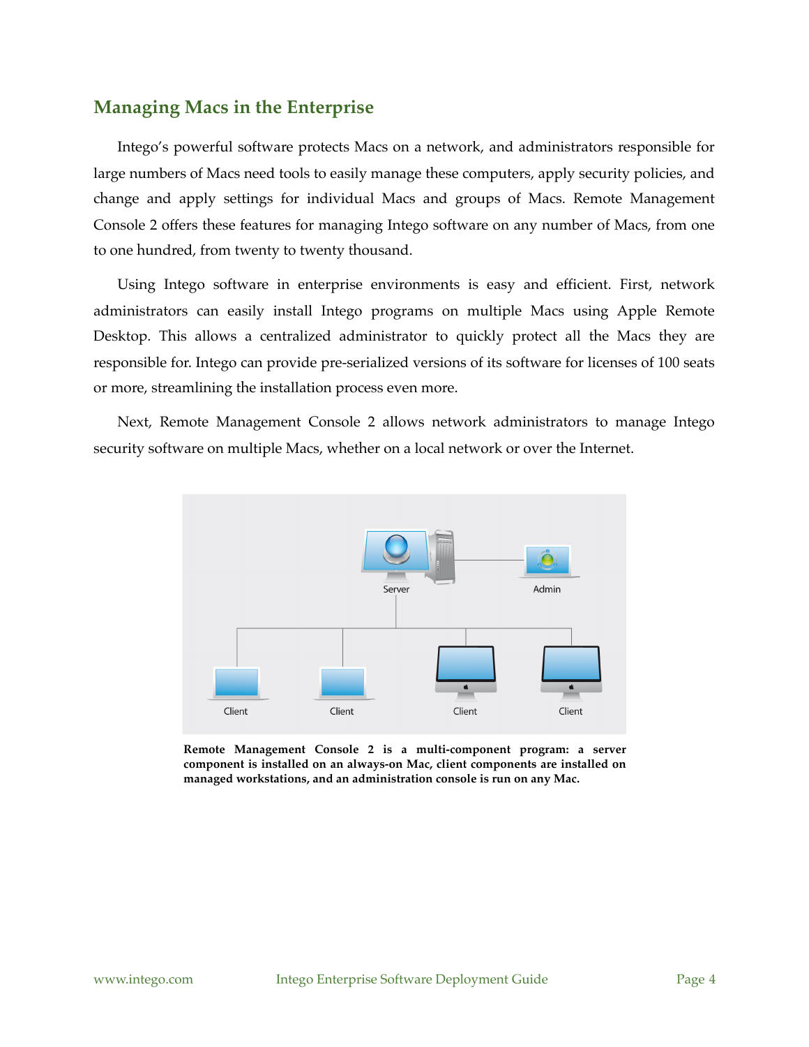## Managing Macs in the Enterprise

Intego's powerful software protects Macs on a network, and administrators responsible for large numbers of Macs need tools to easily manage these computers, apply security policies, and change and apply settings for individual Macs and groups of Macs. Remote Management Console 2 offers these features for managing Intego software on any number of Macs, from one to one hundred, from twenty to twenty thousand.

Using Intego software in enterprise environments is easy and efficient. First, network administrators can easily install Intego programs on multiple Macs using Apple Remote Desktop. This allows a centralized administrator to quickly protect all the Macs they are responsible for. Intego can provide pre-serialized versions of its software for licenses of 100 seats or more, streamlining the installation process even more.

Next, Remote Management Console 2 allows network administrators to manage Intego security software on multiple Macs, whether on a local network or over the Internet.

**Remote Management Console 2 is a multi-component program: a server component is installed on an always-on Mac, client components are installed on managed workstations, and an administration console is run on any Mac.**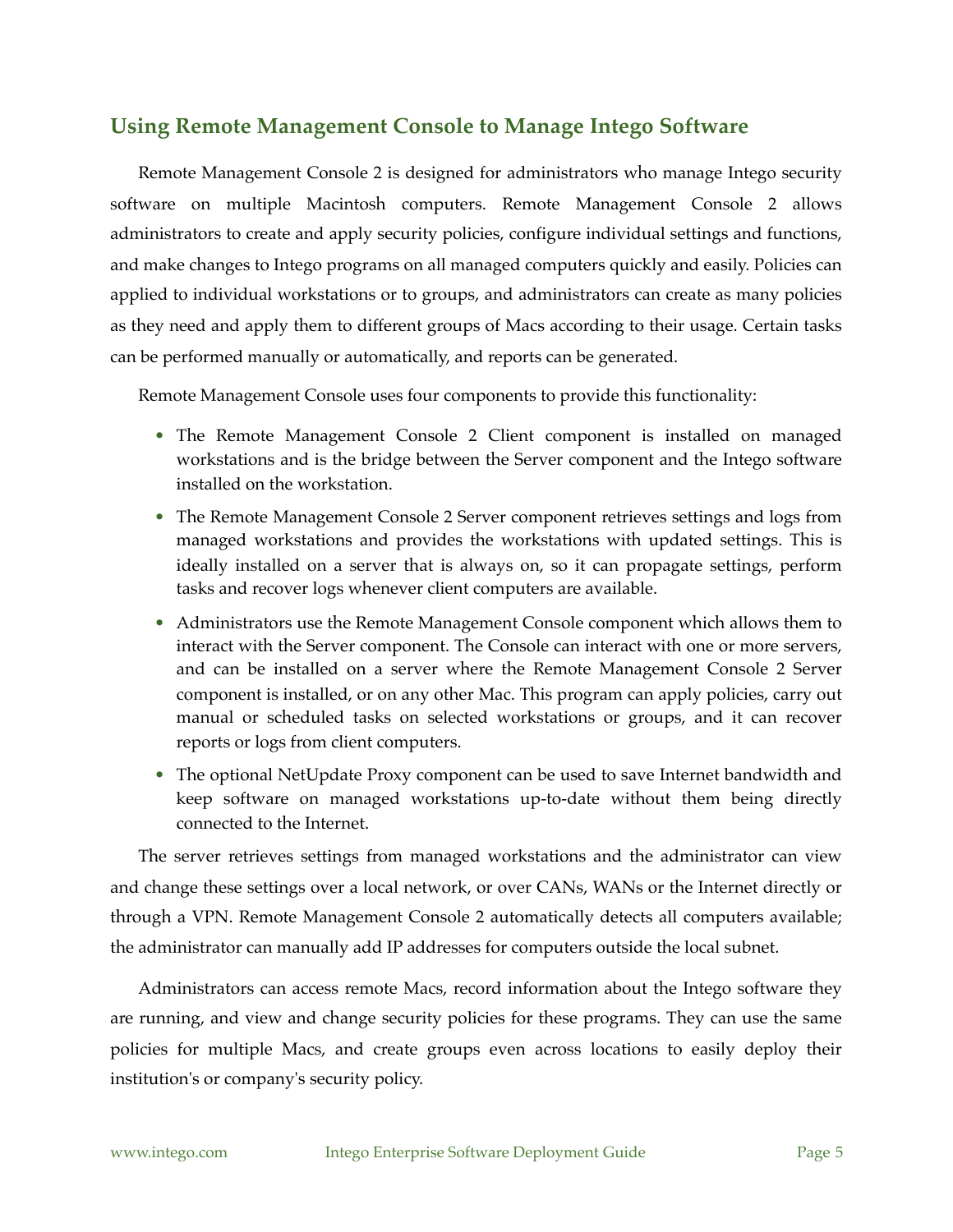## Using Remote Management Console to Manage Intego Software

Remote Management Console 2 is designed for administrators who manage Intego security software on multiple Macintosh computers. Remote Management Console 2 allows administrators to create and apply security policies, configure individual settings and functions, and make changes to Intego programs on all managed computers quickly and easily. Policies can applied to individual workstations or to groups, and administrators can create as many policies as they need and apply them to different groups of Macs according to their usage. Certain tasks can be performed manually or automatically, and reports can be generated.

Remote Management Console uses four components to provide this functionality:

- The Remote Management Console 2 Client component is installed on managed workstations and is the bridge between the Server component and the Intego software installed on the workstation.
- The Remote Management Console 2 Server component retrieves settings and logs from managed workstations and provides the workstations with updated settings. This is ideally installed on a server that is always on, so it can propagate settings, perform tasks and recover logs whenever client computers are available.
- Administrators use the Remote Management Console component which allows them to interact with the Server component. The Console can interact with one or more servers, and can be installed on a server where the Remote Management Console 2 Server component is installed, or on any other Mac. This program can apply policies, carry out manual or scheduled tasks on selected workstations or groups, and it can recover reports or logs from client computers.
- The optional NetUpdate Proxy component can be used to save Internet bandwidth and keep software on managed workstations up-to-date without them being directly connected to the Internet.

The server retrieves settings from managed workstations and the administrator can view and change these settings over a local network, or over CANs, WANs or the Internet directly or through a VPN. Remote Management Console 2 automatically detects all computers available; the administrator can manually add IP addresses for computers outside the local subnet.

Administrators can access remote Macs, record information about the Intego software they are running, and view and change security policies for these programs. They can use the same policies for multiple Macs, and create groups even across locations to easily deploy their institution's or company's security policy.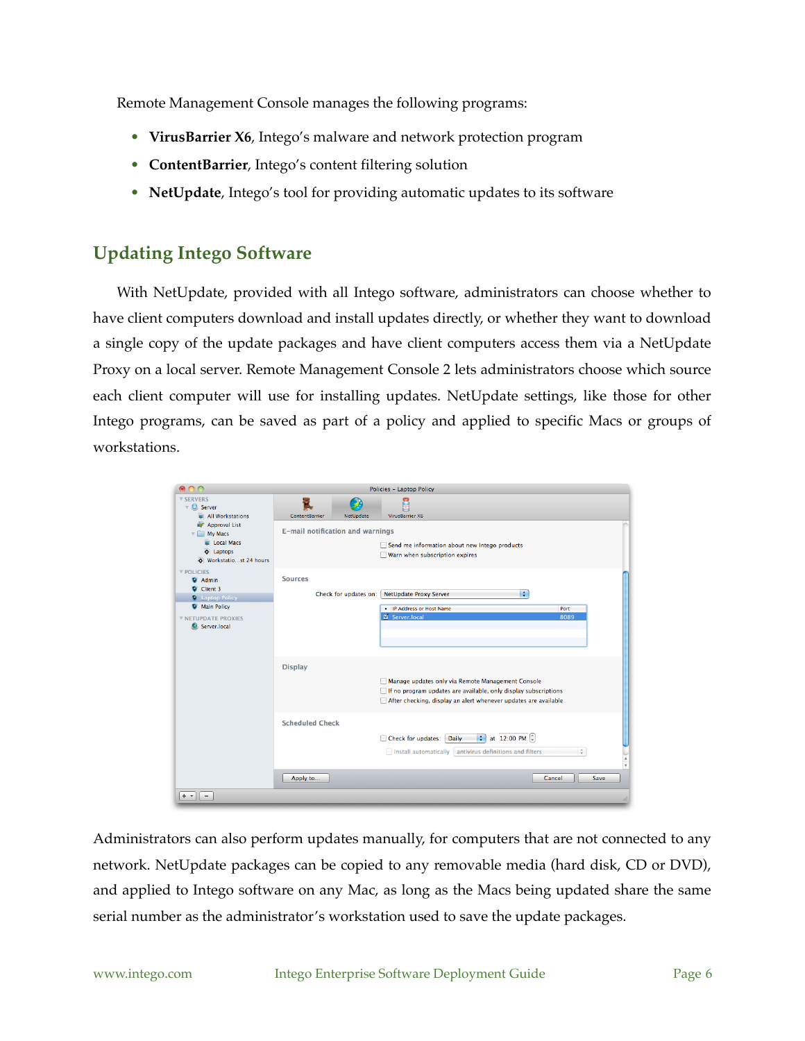Remote Management Console manages the following programs:

- **VirusBarrier X6**, Intego's malware and network protection program
- **ContentBarrier**, Intego's content filtering solution
- **NetUpdate**, Intego's tool for providing automatic updates to its software

## Updating Intego Software

With NetUpdate, provided with all Intego software, administrators can choose whether to have client computers download and install updates directly, or whether they want to download a single copy of the update packages and have client computers access them via a NetUpdate Proxy on a local server. Remote Management Console 2 lets administrators choose which source each client computer will use for installing updates. NetUpdate settings, like those for other Intego programs, can be saved as part of a policy and applied to specific Macs or groups of workstations.

Administrators can also perform updates manually, for computers that are not connected to any network. NetUpdate packages can be copied to any removable media (hard disk, CD or DVD), and applied to Intego software on any Mac, as long as the Macs being updated share the same serial number as the administrator's workstation used to save the update packages.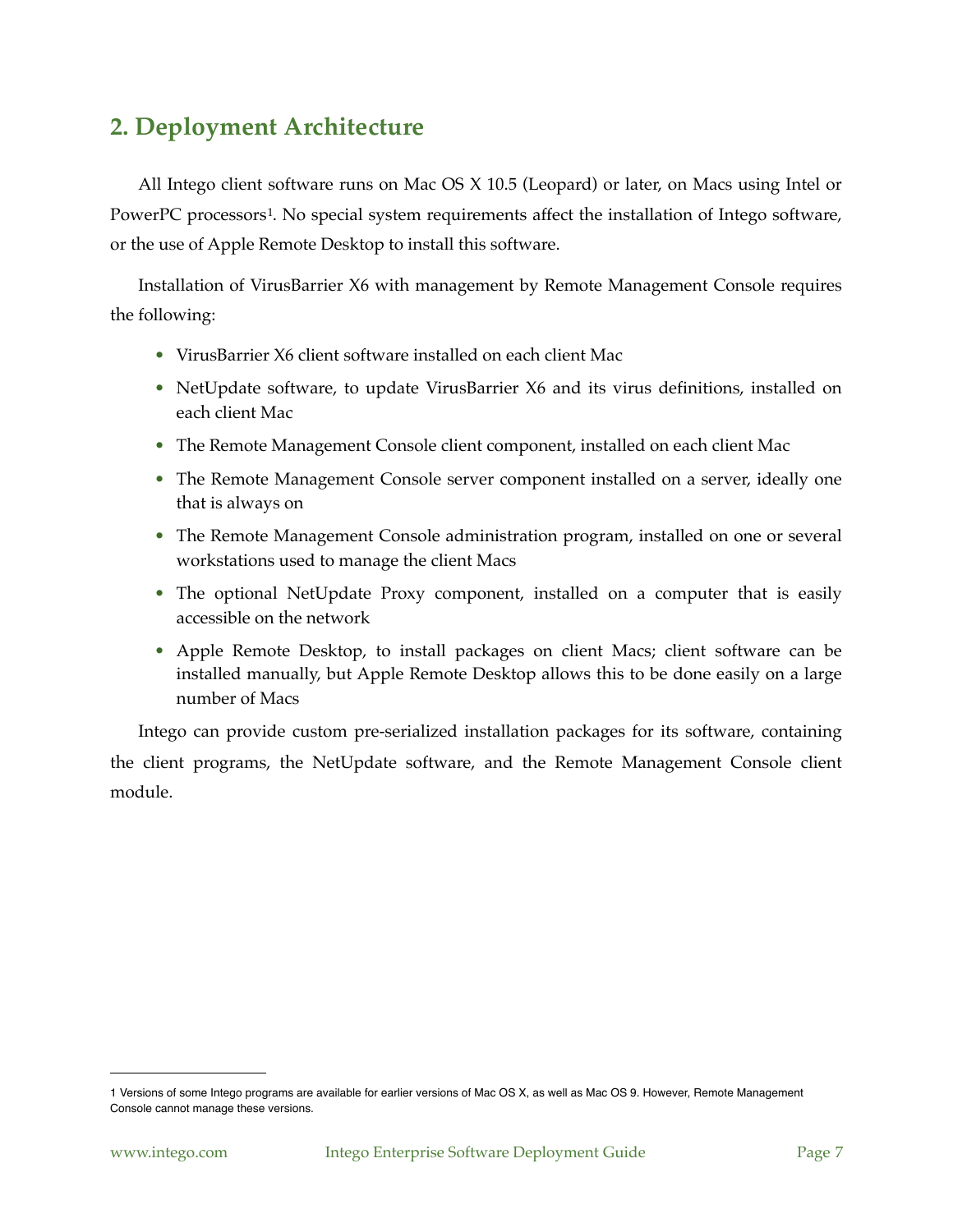## 2. Deployment Architecture

All Intego client software runs on Mac OS X 10.5 (Leopard) or later, on Macs using Intel or PowerPC processors[1]. No special system requirements affect the installation of Intego software, or the use of Apple Remote Desktop to install this software.

Installation of VirusBarrier X6 with management by Remote Management Console requires the following:

- VirusBarrier X6 client software installed on each client Mac
- NetUpdate software, to update VirusBarrier X6 and its virus definitions, installed on each client Mac
- The Remote Management Console client component, installed on each client Mac
- The Remote Management Console server component installed on a server, ideally one that is always on
- The Remote Management Console administration program, installed on one or several workstations used to manage the client Macs
- The optional NetUpdate Proxy component, installed on a computer that is easily accessible on the network
- Apple Remote Desktop, to install packages on client Macs; client software can be installed manually, but Apple Remote Desktop allows this to be done easily on a large number of Macs

Intego can provide custom pre-serialized installation packages for its software, containing the client programs, the NetUpdate software, and the Remote Management Console client module.

---

1 Versions of some Intego programs are available for earlier versions of Mac OS X, as well as Mac OS 9. However, Remote Management Console cannot manage these versions.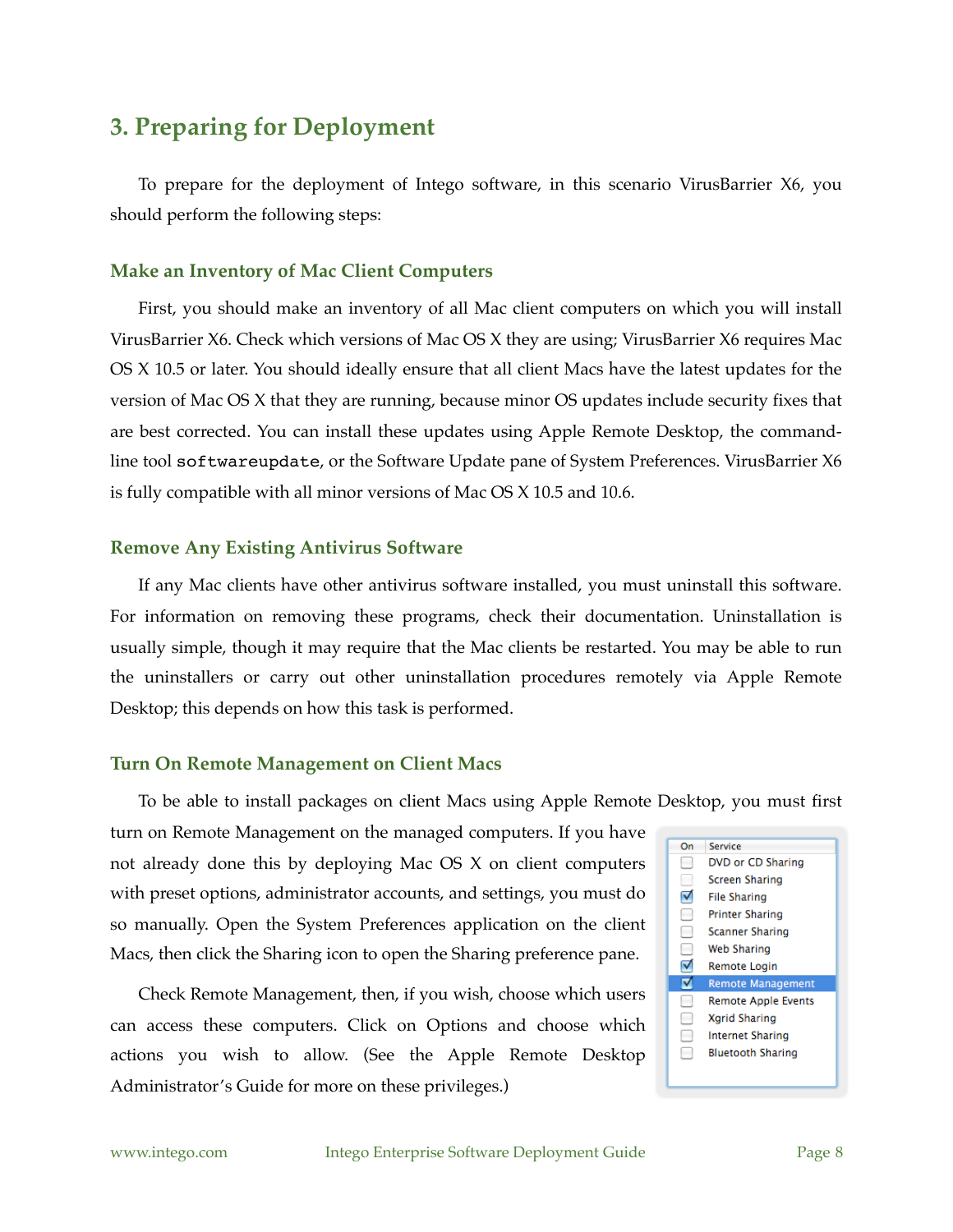## 3. Preparing for Deployment

To prepare for the deployment of Intego software, in this scenario VirusBarrier X6, you should perform the following steps:

### Make an Inventory of Mac Client Computers

First, you should make an inventory of all Mac client computers on which you will install VirusBarrier X6. Check which versions of Mac OS X they are using; VirusBarrier X6 requires Mac OS X 10.5 or later. You should ideally ensure that all client Macs have the latest updates for the version of Mac OS X that they are running, because minor OS updates include security fixes that are best corrected. You can install these updates using Apple Remote Desktop, the command-line tool `softwareupdate`, or the Software Update pane of System Preferences. VirusBarrier X6 is fully compatible with all minor versions of Mac OS X 10.5 and 10.6.

### Remove Any Existing Antivirus Software

If any Mac clients have other antivirus software installed, you must uninstall this software. For information on removing these programs, check their documentation. Uninstallation is usually simple, though it may require that the Mac clients be restarted. You may be able to run the uninstallers or carry out other uninstallation procedures remotely via Apple Remote Desktop; this depends on how this task is performed.

### Turn On Remote Management on Client Macs

To be able to install packages on client Macs using Apple Remote Desktop, you must first turn on Remote Management on the managed computers. If you have not already done this by deploying Mac OS X on client computers with preset options, administrator accounts, and settings, you must do so manually. Open the System Preferences application on the client Macs, then click the Sharing icon to open the Sharing preference pane.

| On | Service |
| --- | --- |
| ☐ | DVD or CD Sharing |
| ☐ | Screen Sharing |
| ☑ | File Sharing |
| ☐ | Printer Sharing |
| ☐ | Scanner Sharing |
| ☐ | Web Sharing |
| ☑ | Remote Login |
| ☑ | Remote Management |
| ☐ | Remote Apple Events |
| ☐ | Xgrid Sharing |
| ☐ | Internet Sharing |
| ☐ | Bluetooth Sharing |

Check Remote Management, then, if you wish, choose which users can access these computers. Click on Options and choose which actions you wish to allow. (See the Apple Remote Desktop Administrator's Guide for more on these privileges.)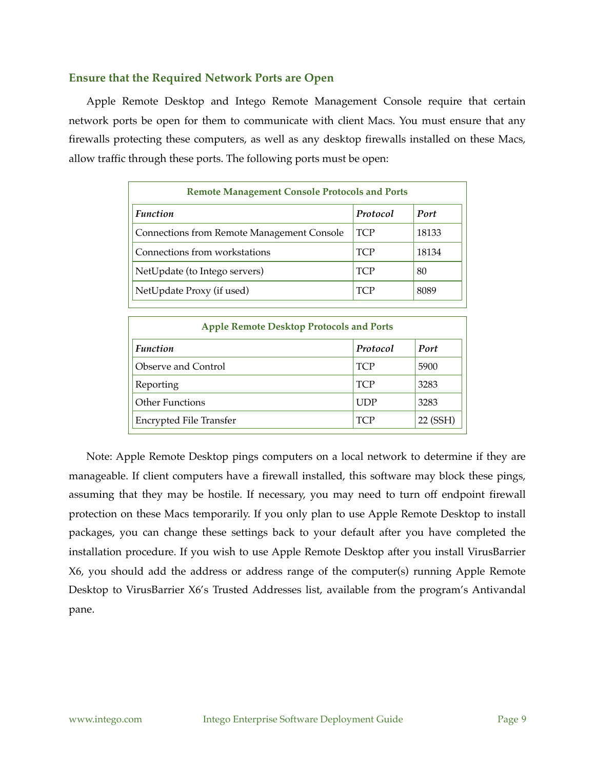## Ensure that the Required Network Ports are Open

Apple Remote Desktop and Intego Remote Management Console require that certain network ports be open for them to communicate with client Macs. You must ensure that any firewalls protecting these computers, as well as any desktop firewalls installed on these Macs, allow traffic through these ports. The following ports must be open:

**Remote Management Console Protocols and Ports**

| *Function* | *Protocol* | *Port* |
|---|---|---|
| Connections from Remote Management Console | TCP | 18133 |
| Connections from workstations | TCP | 18134 |
| NetUpdate (to Intego servers) | TCP | 80 |
| NetUpdate Proxy (if used) | TCP | 8089 |

**Apple Remote Desktop Protocols and Ports**

| *Function* | *Protocol* | *Port* |
|---|---|---|
| Observe and Control | TCP | 5900 |
| Reporting | TCP | 3283 |
| Other Functions | UDP | 3283 |
| Encrypted File Transfer | TCP | 22 (SSH) |

Note: Apple Remote Desktop pings computers on a local network to determine if they are manageable. If client computers have a firewall installed, this software may block these pings, assuming that they may be hostile. If necessary, you may need to turn off endpoint firewall protection on these Macs temporarily. If you only plan to use Apple Remote Desktop to install packages, you can change these settings back to your default after you have completed the installation procedure. If you wish to use Apple Remote Desktop after you install VirusBarrier X6, you should add the address or address range of the computer(s) running Apple Remote Desktop to VirusBarrier X6's Trusted Addresses list, available from the program's Antivandal pane.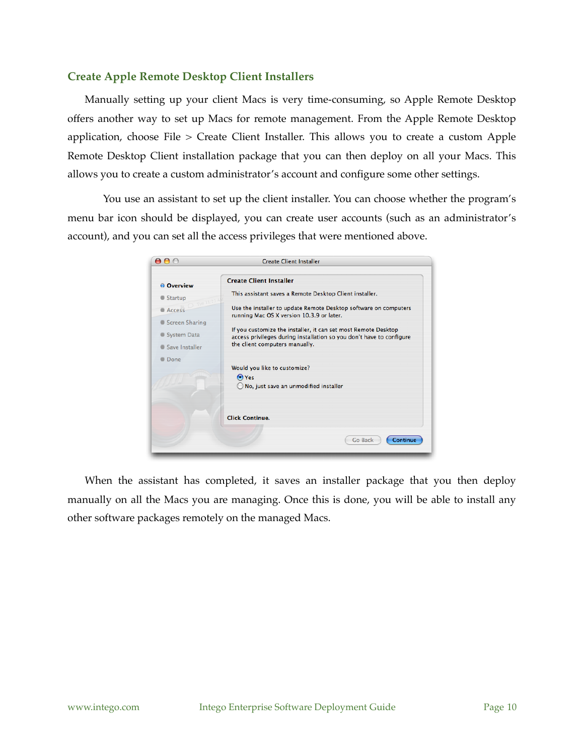## Create Apple Remote Desktop Client Installers

Manually setting up your client Macs is very time-consuming, so Apple Remote Desktop offers another way to set up Macs for remote management. From the Apple Remote Desktop application, choose File > Create Client Installer. This allows you to create a custom Apple Remote Desktop Client installation package that you can then deploy on all your Macs. This allows you to create a custom administrator's account and configure some other settings.

You use an assistant to set up the client installer. You can choose whether the program's menu bar icon should be displayed, you can create user accounts (such as an administrator's account), and you can set all the access privileges that were mentioned above.

When the assistant has completed, it saves an installer package that you then deploy manually on all the Macs you are managing. Once this is done, you will be able to install any other software packages remotely on the managed Macs.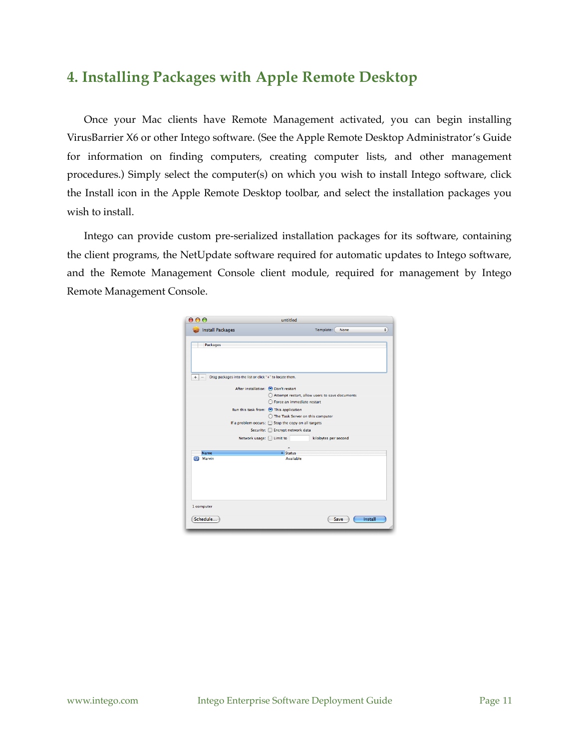# 4. Installing Packages with Apple Remote Desktop

Once your Mac clients have Remote Management activated, you can begin installing VirusBarrier X6 or other Intego software. (See the Apple Remote Desktop Administrator's Guide for information on finding computers, creating computer lists, and other management procedures.) Simply select the computer(s) on which you wish to install Intego software, click the Install icon in the Apple Remote Desktop toolbar, and select the installation packages you wish to install.

Intego can provide custom pre-serialized installation packages for its software, containing the client programs, the NetUpdate software required for automatic updates to Intego software, and the Remote Management Console client module, required for management by Intego Remote Management Console.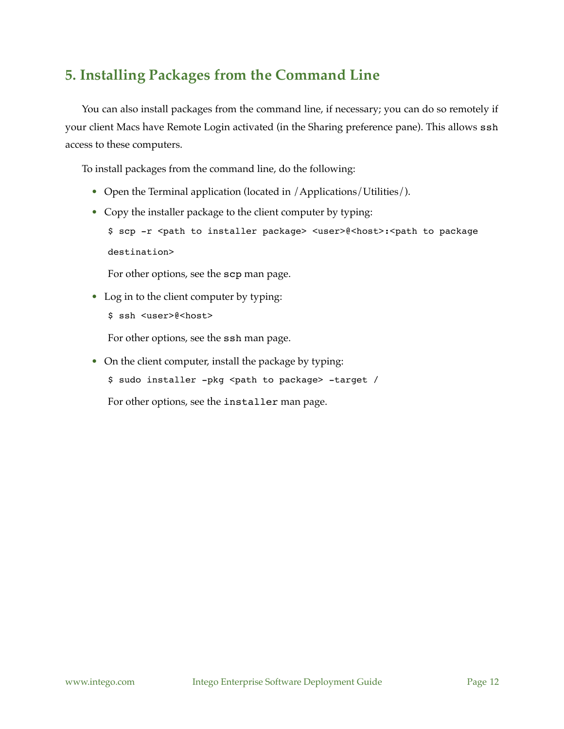## 5. Installing Packages from the Command Line

You can also install packages from the command line, if necessary; you can do so remotely if your client Macs have Remote Login activated (in the Sharing preference pane). This allows `ssh` access to these computers.

To install packages from the command line, do the following:

- Open the Terminal application (located in /Applications/Utilities/).
- Copy the installer package to the client computer by typing:

  ```
  $ scp -r <path to installer package> <user>@<host>:<path to package destination>
  ```

  For other options, see the `scp` man page.

- Log in to the client computer by typing:

  ```
  $ ssh <user>@<host>
  ```

  For other options, see the `ssh` man page.

- On the client computer, install the package by typing:

  ```
  $ sudo installer -pkg <path to package> -target /
  ```

  For other options, see the `installer` man page.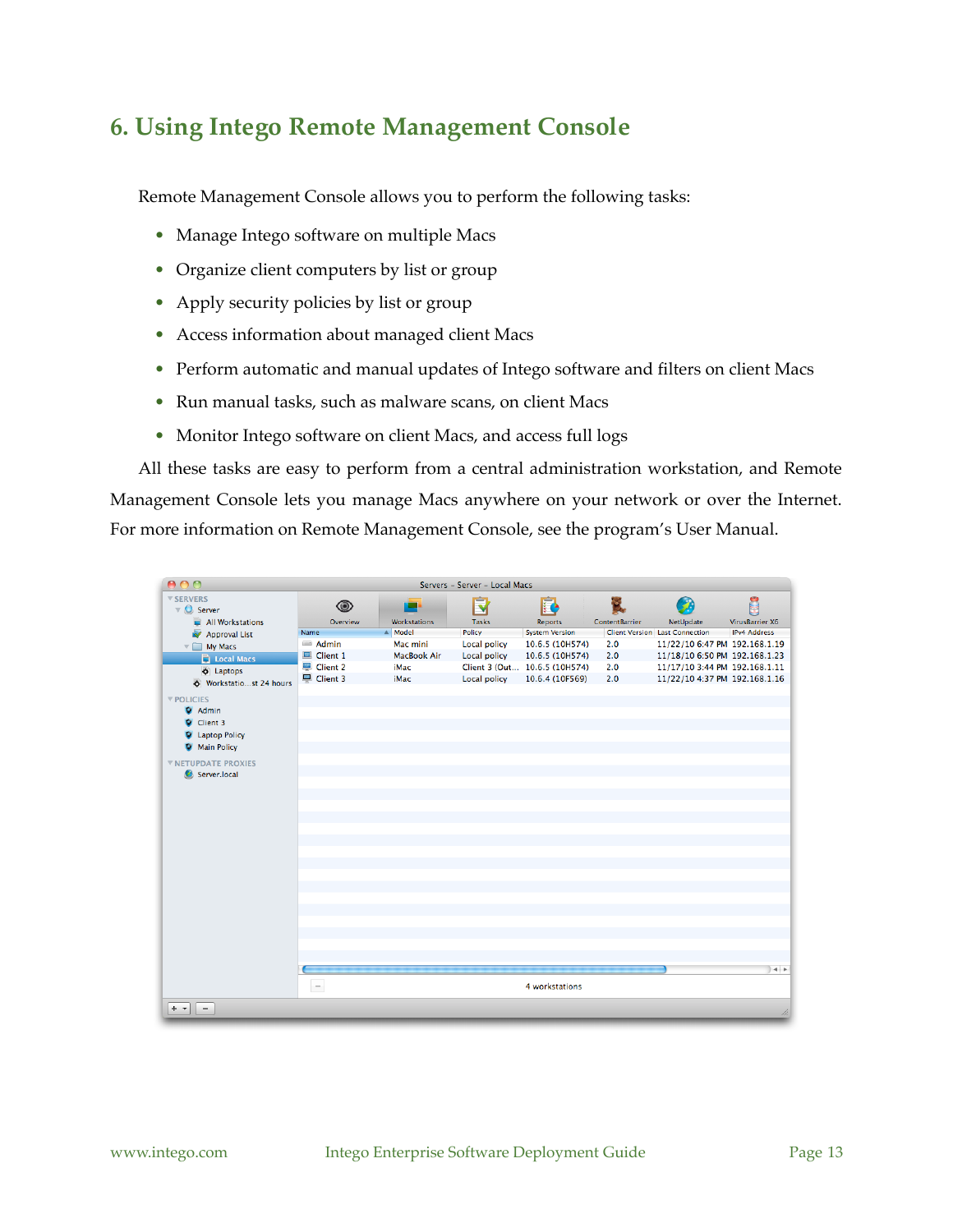# 6. Using Intego Remote Management Console

Remote Management Console allows you to perform the following tasks:

- Manage Intego software on multiple Macs
- Organize client computers by list or group
- Apply security policies by list or group
- Access information about managed client Macs
- Perform automatic and manual updates of Intego software and filters on client Macs
- Run manual tasks, such as malware scans, on client Macs
- Monitor Intego software on client Macs, and access full logs

All these tasks are easy to perform from a central administration workstation, and Remote Management Console lets you manage Macs anywhere on your network or over the Internet. For more information on Remote Management Console, see the program's User Manual.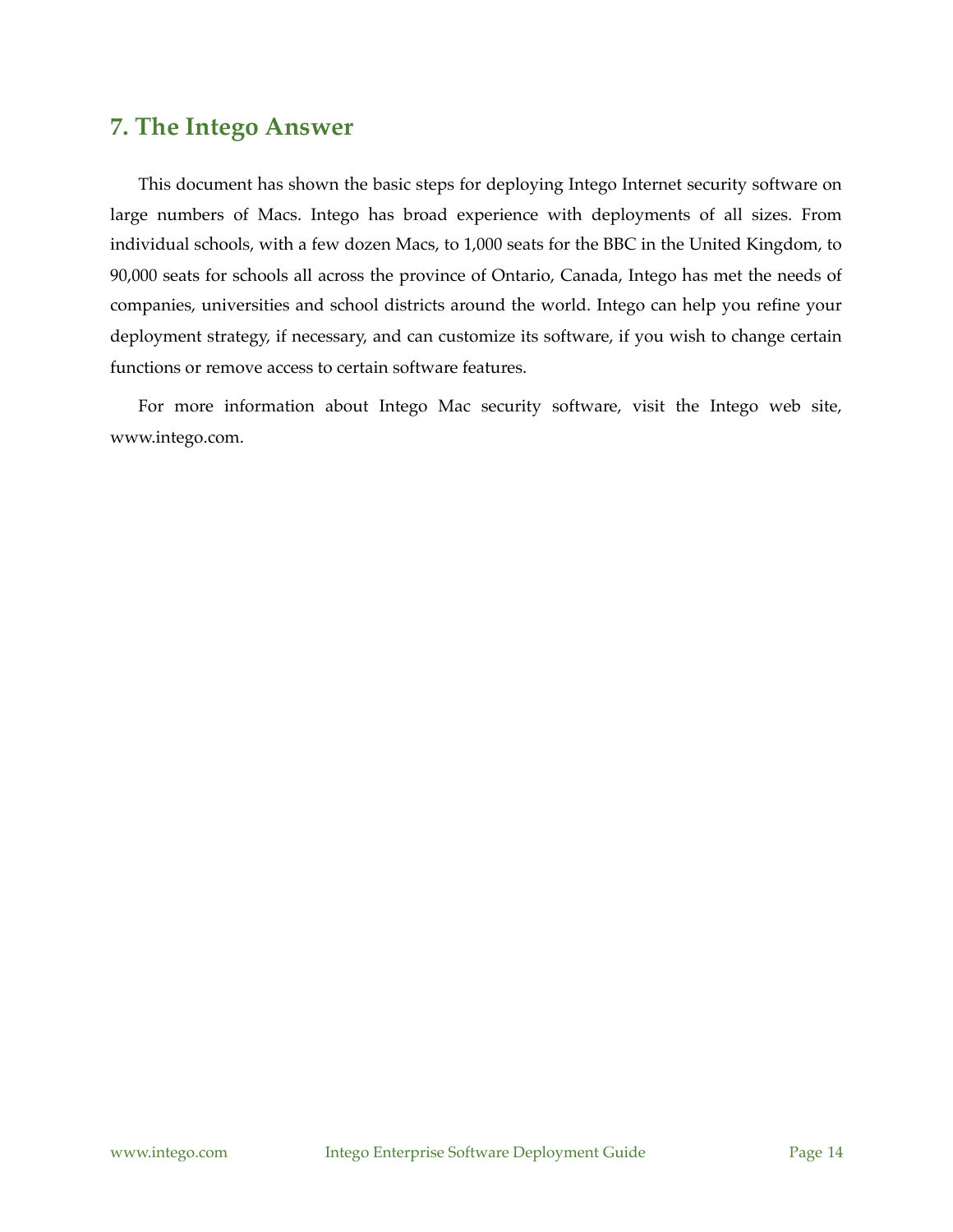## 7. The Intego Answer

This document has shown the basic steps for deploying Intego Internet security software on large numbers of Macs. Intego has broad experience with deployments of all sizes. From individual schools, with a few dozen Macs, to 1,000 seats for the BBC in the United Kingdom, to 90,000 seats for schools all across the province of Ontario, Canada, Intego has met the needs of companies, universities and school districts around the world. Intego can help you refine your deployment strategy, if necessary, and can customize its software, if you wish to change certain functions or remove access to certain software features.

For more information about Intego Mac security software, visit the Intego web site, www.intego.com.